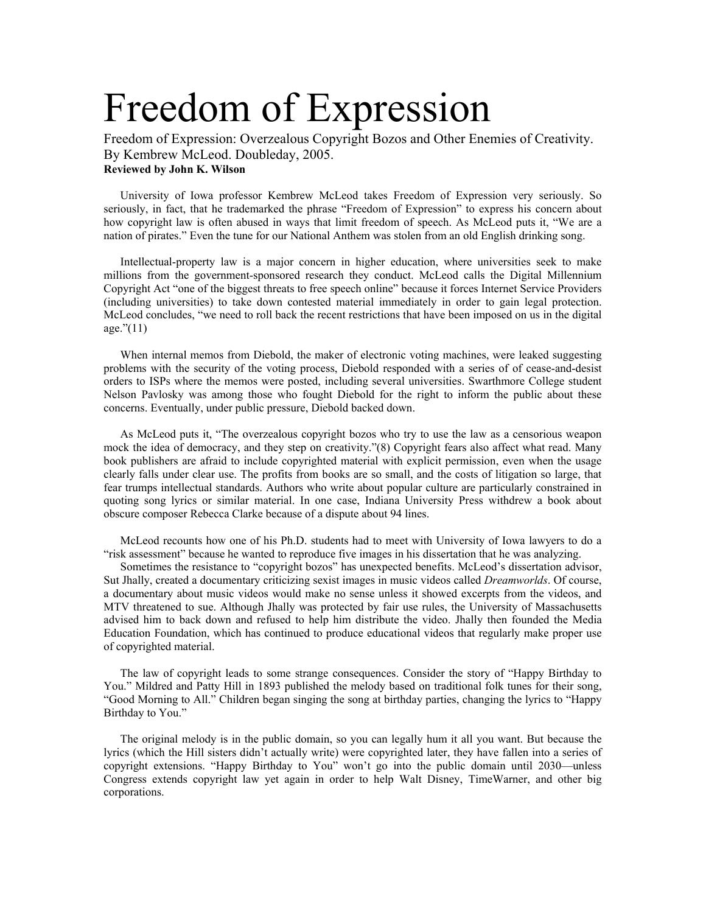# Freedom of Expression

Freedom of Expression: Overzealous Copyright Bozos and Other Enemies of Creativity. By Kembrew McLeod. Doubleday, 2005.

**Reviewed by John K. Wilson**

University of Iowa professor Kembrew McLeod takes Freedom of Expression very seriously. So seriously, in fact, that he trademarked the phrase "Freedom of Expression" to express his concern about how copyright law is often abused in ways that limit freedom of speech. As McLeod puts it, "We are a nation of pirates." Even the tune for our National Anthem was stolen from an old English drinking song.

Intellectual-property law is a major concern in higher education, where universities seek to make millions from the government-sponsored research they conduct. McLeod calls the Digital Millennium Copyright Act "one of the biggest threats to free speech online" because it forces Internet Service Providers (including universities) to take down contested material immediately in order to gain legal protection. McLeod concludes, "we need to roll back the recent restrictions that have been imposed on us in the digital age."(11)

When internal memos from Diebold, the maker of electronic voting machines, were leaked suggesting problems with the security of the voting process, Diebold responded with a series of of cease-and-desist orders to ISPs where the memos were posted, including several universities. Swarthmore College student Nelson Pavlosky was among those who fought Diebold for the right to inform the public about these concerns. Eventually, under public pressure, Diebold backed down.

As McLeod puts it, "The overzealous copyright bozos who try to use the law as a censorious weapon mock the idea of democracy, and they step on creativity."(8) Copyright fears also affect what read. Many book publishers are afraid to include copyrighted material with explicit permission, even when the usage clearly falls under clear use. The profits from books are so small, and the costs of litigation so large, that fear trumps intellectual standards. Authors who write about popular culture are particularly constrained in quoting song lyrics or similar material. In one case, Indiana University Press withdrew a book about obscure composer Rebecca Clarke because of a dispute about 94 lines.

McLeod recounts how one of his Ph.D. students had to meet with University of Iowa lawyers to do a "risk assessment" because he wanted to reproduce five images in his dissertation that he was analyzing.

Sometimes the resistance to "copyright bozos" has unexpected benefits. McLeod's dissertation advisor, Sut Jhally, created a documentary criticizing sexist images in music videos called *Dreamworlds*. Of course, a documentary about music videos would make no sense unless it showed excerpts from the videos, and MTV threatened to sue. Although Jhally was protected by fair use rules, the University of Massachusetts advised him to back down and refused to help him distribute the video. Jhally then founded the Media Education Foundation, which has continued to produce educational videos that regularly make proper use of copyrighted material.

The law of copyright leads to some strange consequences. Consider the story of "Happy Birthday to You." Mildred and Patty Hill in 1893 published the melody based on traditional folk tunes for their song, "Good Morning to All." Children began singing the song at birthday parties, changing the lyrics to "Happy Birthday to You."

The original melody is in the public domain, so you can legally hum it all you want. But because the lyrics (which the Hill sisters didn't actually write) were copyrighted later, they have fallen into a series of copyright extensions. "Happy Birthday to You" won't go into the public domain until 2030—unless Congress extends copyright law yet again in order to help Walt Disney, TimeWarner, and other big corporations.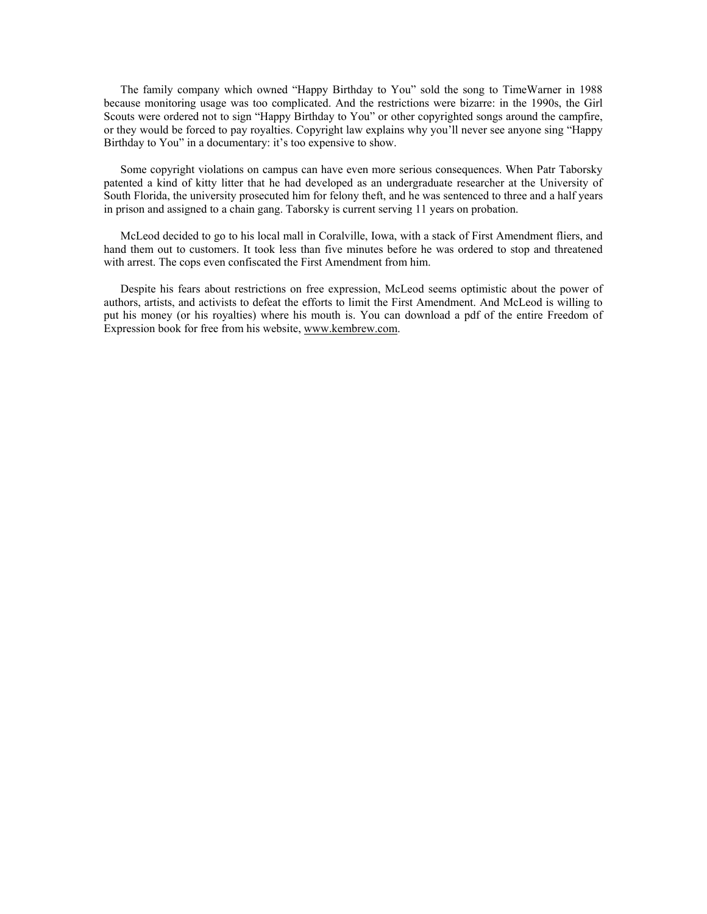The family company which owned "Happy Birthday to You" sold the song to TimeWarner in 1988 because monitoring usage was too complicated. And the restrictions were bizarre: in the 1990s, the Girl Scouts were ordered not to sign "Happy Birthday to You" or other copyrighted songs around the campfire, or they would be forced to pay royalties. Copyright law explains why you'll never see anyone sing "Happy Birthday to You" in a documentary: it's too expensive to show.

Some copyright violations on campus can have even more serious consequences. When Patr Taborsky patented a kind of kitty litter that he had developed as an undergraduate researcher at the University of South Florida, the university prosecuted him for felony theft, and he was sentenced to three and a half years in prison and assigned to a chain gang. Taborsky is current serving 11 years on probation.

McLeod decided to go to his local mall in Coralville, Iowa, with a stack of First Amendment fliers, and hand them out to customers. It took less than five minutes before he was ordered to stop and threatened with arrest. The cops even confiscated the First Amendment from him.

Despite his fears about restrictions on free expression, McLeod seems optimistic about the power of authors, artists, and activists to defeat the efforts to limit the First Amendment. And McLeod is willing to put his money (or his royalties) where his mouth is. You can download a pdf of the entire Freedom of Expression book for free from his website, www.kembrew.com.